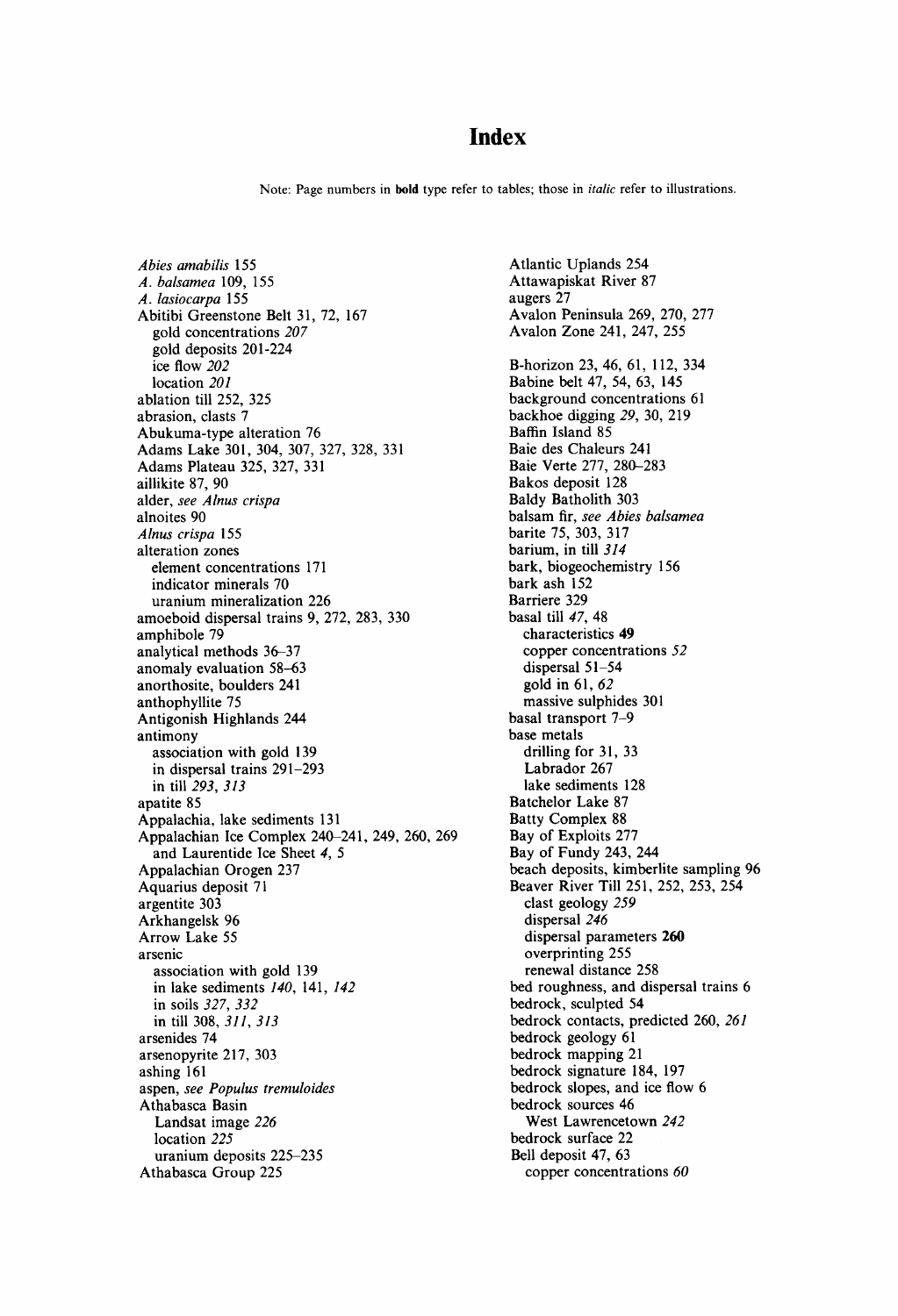# Index

Note: Page numbers in **bold** type refer to tables; those in *italic* refer to illustrations.

*Abies amabilis* 155
*A. balsamea* 109, 155
*A. lasiocarpa* 155
Abitibi Greenstone Belt 31, 72, 167
  gold concentrations *207*
  gold deposits 201-224
  ice flow *202*
  location *201*
ablation till 252, 325
abrasion, clasts 7
Abukuma-type alteration 76
Adams Lake 301, 304, 307, 327, 328, 331
Adams Plateau 325, 327, 331
aillikite 87, 90
alder, *see Alnus crispa*
alnoites 90
*Alnus crispa* 155
alteration zones
  element concentrations 171
  indicator minerals 70
  uranium mineralization 226
amoeboid dispersal trains 9, 272, 283, 330
amphibole 79
analytical methods 36–37
anomaly evaluation 58–63
anorthosite, boulders 241
anthophyllite 75
Antigonish Highlands 244
antimony
  association with gold 139
  in dispersal trains 291–293
  in till *293*, *313*
apatite 85
Appalachia, lake sediments 131
Appalachian Ice Complex 240–241, 249, 260, 269
  and Laurentide Ice Sheet *4*, 5
Appalachian Orogen 237
Aquarius deposit 71
argentite 303
Arkhangelsk 96
Arrow Lake 55
arsenic
  association with gold 139
  in lake sediments *140*, 141, *142*
  in soils *327*, *332*
  in till 308, *311*, *313*
arsenides 74
arsenopyrite 217, 303
ashing 161
aspen, *see Populus tremuloides*
Athabasca Basin
  Landsat image *226*
  location *225*
  uranium deposits 225–235
Athabasca Group 225

Atlantic Uplands 254
Attawapiskat River 87
augers 27
Avalon Peninsula 269, 270, 277
Avalon Zone 241, 247, 255

B-horizon 23, 46, 61, 112, 334
Babine belt 47, 54, 63, 145
background concentrations 61
backhoe digging *29*, 30, 219
Baffin Island 85
Baie des Chaleurs 241
Baie Verte 277, 280–283
Bakos deposit 128
Baldy Batholith 303
balsam fir, *see Abies balsamea*
barite 75, 303, 317
barium, in till *314*
bark, biogeochemistry 156
bark ash 152
Barriere 329
basal till *47*, 48
  characteristics **49**
  copper concentrations *52*
  dispersal 51–54
  gold in 61, *62*
  massive sulphides 301
basal transport 7–9
base metals
  drilling for 31, 33
  Labrador 267
  lake sediments 128
Batchelor Lake 87
Batty Complex 88
Bay of Exploits 277
Bay of Fundy 243, 244
beach deposits, kimberlite sampling 96
Beaver River Till 251, 252, 253, 254
  clast geology *259*
  dispersal *246*
  dispersal parameters **260**
  overprinting 255
  renewal distance 258
bed roughness, and dispersal trains 6
bedrock, sculpted 54
bedrock contacts, predicted 260, *261*
bedrock geology 61
bedrock mapping 21
bedrock signature 184, 197
bedrock slopes, and ice flow 6
bedrock sources 46
  West Lawrencetown *242*
bedrock surface 22
Bell deposit 47, 63
  copper concentrations *60*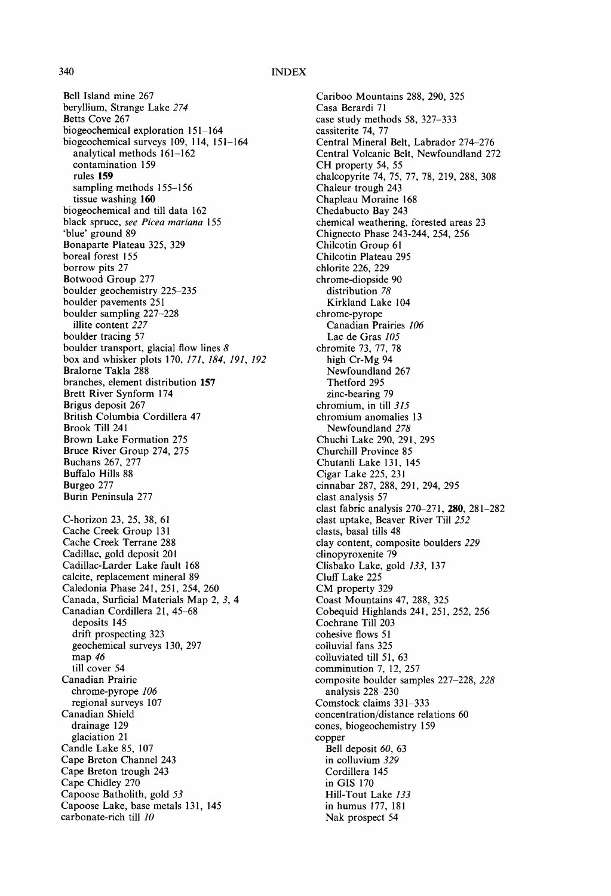Bell Island mine 267
beryllium, Strange Lake *274*
Betts Cove 267
biogeochemical exploration 151–164
biogeochemical surveys 109, 114, 151–164
  analytical methods 161–162
  contamination 159
  rules **159**
  sampling methods 155–156
  tissue washing **160**
biogeochemical and till data 162
black spruce, *see Picea mariana* 155
'blue' ground 89
Bonaparte Plateau 325, 329
boreal forest 155
borrow pits 27
Botwood Group 277
boulder geochemistry 225–235
boulder pavements 251
boulder sampling 227–228
  illite content *227*
boulder tracing 57
boulder transport, glacial flow lines *8*
box and whisker plots 170, *171*, *184*, *191*, *192*
Bralorne Takla 288
branches, element distribution **157**
Brett River Synform 174
Brigus deposit 267
British Columbia Cordillera 47
Brook Till 241
Brown Lake Formation 275
Bruce River Group 274, 275
Buchans 267, 277
Buffalo Hills 88
Burgeo 277
Burin Peninsula 277

C-horizon 23, 25, 38, 61
Cache Creek Group 131
Cache Creek Terrane 288
Cadillac, gold deposit 201
Cadillac-Larder Lake fault 168
calcite, replacement mineral 89
Caledonia Phase 241, 251, 254, 260
Canada, Surficial Materials Map 2, *3*, 4
Canadian Cordillera 21, 45–68
  deposits 145
  drift prospecting 323
  geochemical surveys 130, 297
  map *46*
  till cover 54
Canadian Prairie
  chrome-pyrope *106*
  regional surveys 107
Canadian Shield
  drainage 129
  glaciation 21
Candle Lake 85, 107
Cape Breton Channel 243
Cape Breton trough 243
Cape Chidley 270
Capoose Batholith, gold *53*
Capoose Lake, base metals 131, 145
carbonate-rich till *10*

Cariboo Mountains 288, 290, 325
Casa Berardi 71
case study methods 58, 327–333
cassiterite 74, 77
Central Mineral Belt, Labrador 274–276
Central Volcanic Belt, Newfoundland 272
CH property 54, 55
chalcopyrite 74, 75, 77, 78, 219, 288, 308
Chaleur trough 243
Chapleau Moraine 168
Chedabucto Bay 243
chemical weathering, forested areas 23
Chignecto Phase 243-244, 254, 256
Chilcotin Group 61
Chilcotin Plateau 295
chlorite 226, 229
chrome-diopside 90
  distribution *78*
  Kirkland Lake 104
chrome-pyrope
  Canadian Prairies *106*
  Lac de Gras *105*
chromite 73, 77, 78
  high Cr-Mg 94
  Newfoundland 267
  Thetford 295
  zinc-bearing 79
chromium, in till *315*
chromium anomalies 13
  Newfoundland *278*
Chuchi Lake 290, 291, 295
Churchill Province 85
Chutanli Lake 131, 145
Cigar Lake 225, 231
cinnabar 287, 288, 291, 294, 295
clast analysis 57
clast fabric analysis 270–271, **280**, 281–282
clast uptake, Beaver River Till *252*
clasts, basal tills 48
clay content, composite boulders *229*
clinopyroxenite 79
Clisbako Lake, gold *133*, 137
Cluff Lake 225
CM property 329
Coast Mountains 47, 288, 325
Cobequid Highlands 241, 251, 252, 256
Cochrane Till 203
cohesive flows 51
colluvial fans 325
colluviated till 51, 63
comminution 7, 12, 257
composite boulder samples 227–228, *228*
  analysis 228–230
Comstock claims 331–333
concentration/distance relations 60
cones, biogeochemistry 159
copper
  Bell deposit *60*, 63
  in colluvium *329*
  Cordillera 145
  in GIS 170
  Hill-Tout Lake *133*
  in humus 177, 181
  Nak prospect 54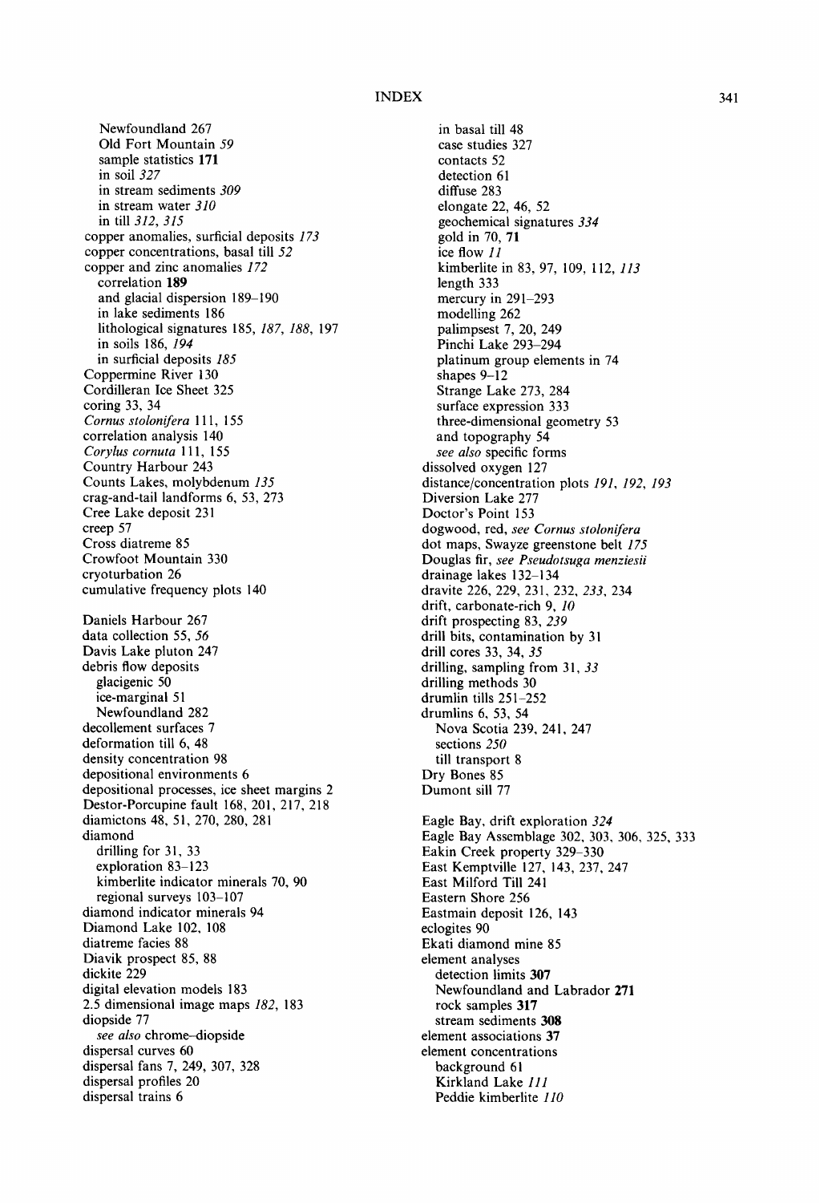# INDEX

Newfoundland 267
 Old Fort Mountain *59*
 sample statistics **171**
 in soil *327*
 in stream sediments *309*
 in stream water *310*
 in till *312*, *315*
copper anomalies, surficial deposits *173*
copper concentrations, basal till *52*
copper and zinc anomalies *172*
 correlation **189**
 and glacial dispersion 189–190
 in lake sediments 186
 lithological signatures 185, *187*, *188*, 197
 in soils 186, *194*
 in surficial deposits *185*
Coppermine River 130
Cordilleran Ice Sheet 325
coring 33, 34
*Cornus stolonifera* 111, 155
correlation analysis 140
*Corylus cornuta* 111, 155
Country Harbour 243
Counts Lakes, molybdenum *135*
crag-and-tail landforms 6, 53, 273
Cree Lake deposit 231
creep 57
Cross diatreme 85
Crowfoot Mountain 330
cryoturbation 26
cumulative frequency plots 140

Daniels Harbour 267
data collection 55, *56*
Davis Lake pluton 247
debris flow deposits
 glacigenic 50
 ice-marginal 51
 Newfoundland 282
decollement surfaces 7
deformation till 6, 48
density concentration 98
depositional environments 6
depositional processes, ice sheet margins 2
Destor-Porcupine fault 168, 201, 217, 218
diamictons 48, 51, 270, 280, 281
diamond
 drilling for 31, 33
 exploration 83–123
 kimberlite indicator minerals 70, 90
 regional surveys 103–107
diamond indicator minerals 94
Diamond Lake 102, 108
diatreme facies 88
Diavik prospect 85, 88
dickite 229
digital elevation models 183
2.5 dimensional image maps *182*, 183
diopside 77
 *see also* chrome–diopside
dispersal curves 60
dispersal fans 7, 249, 307, 328
dispersal profiles 20
dispersal trains 6
 in basal till 48
 case studies 327
 contacts 52
 detection 61
 diffuse 283
 elongate 22, 46, 52
 geochemical signatures *334*
 gold in 70, **71**
 ice flow *11*
 kimberlite in 83, 97, 109, 112, *113*
 length 333
 mercury in 291–293
 modelling 262
 palimpsest 7, 20, 249
 Pinchi Lake 293–294
 platinum group elements in 74
 shapes 9–12
 Strange Lake 273, 284
 surface expression 333
 three-dimensional geometry 53
 and topography 54
 *see also* specific forms
dissolved oxygen 127
distance/concentration plots *191*, *192*, *193*
Diversion Lake 277
Doctor's Point 153
dogwood, red, *see Cornus stolonifera*
dot maps, Swayze greenstone belt *175*
Douglas fir, *see Pseudotsuga menziesii*
drainage lakes 132–134
dravite 226, 229, 231, 232, *233*, 234
drift, carbonate-rich 9, *10*
drift prospecting 83, *239*
drill bits, contamination by 31
drill cores 33, 34, *35*
drilling, sampling from 31, *33*
drilling methods 30
drumlin tills 251–252
drumlins 6, 53, 54
 Nova Scotia 239, 241, 247
 sections *250*
 till transport 8
Dry Bones 85
Dumont sill 77

Eagle Bay, drift exploration *324*
Eagle Bay Assemblage 302, 303, 306, 325, 333
Eakin Creek property 329–330
East Kemptville 127, 143, 237, 247
East Milford Till 241
Eastern Shore 256
Eastmain deposit 126, 143
eclogites 90
Ekati diamond mine 85
element analyses
 detection limits **307**
 Newfoundland and Labrador **271**
 rock samples **317**
 stream sediments **308**
element associations **37**
element concentrations
 background 61
 Kirkland Lake *111*
 Peddie kimberlite *110*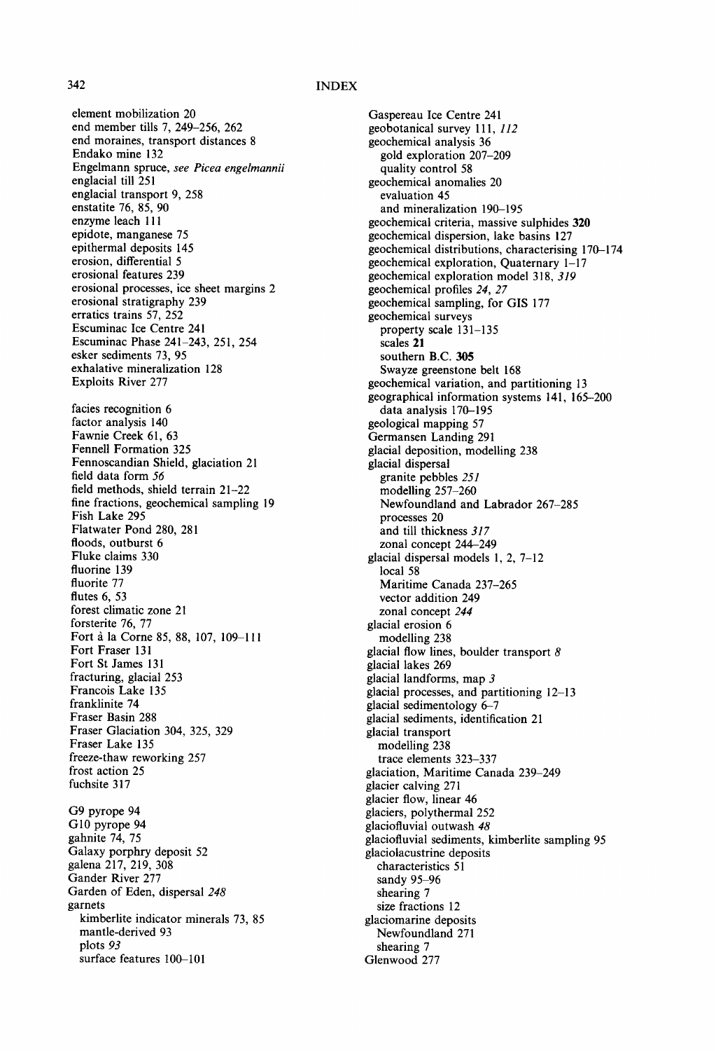element mobilization 20
end member tills 7, 249–256, 262
end moraines, transport distances 8
Endako mine 132
Engelmann spruce, *see Picea engelmannii*
englacial till 251
englacial transport 9, 258
enstatite 76, 85, 90
enzyme leach 111
epidote, manganese 75
epithermal deposits 145
erosion, differential 5
erosional features 239
erosional processes, ice sheet margins 2
erosional stratigraphy 239
erratics trains 57, 252
Escuminac Ice Centre 241
Escuminac Phase 241–243, 251, 254
esker sediments 73, 95
exhalative mineralization 128
Exploits River 277

facies recognition 6
factor analysis 140
Fawnie Creek 61, 63
Fennell Formation 325
Fennoscandian Shield, glaciation 21
field data form *56*
field methods, shield terrain 21–22
fine fractions, geochemical sampling 19
Fish Lake 295
Flatwater Pond 280, 281
floods, outburst 6
Fluke claims 330
fluorine 139
fluorite 77
flutes 6, 53
forest climatic zone 21
forsterite 76, 77
Fort à la Corne 85, 88, 107, 109–111
Fort Fraser 131
Fort St James 131
fracturing, glacial 253
Francois Lake 135
franklinite 74
Fraser Basin 288
Fraser Glaciation 304, 325, 329
Fraser Lake 135
freeze-thaw reworking 257
frost action 25
fuchsite 317

G9 pyrope 94
G10 pyrope 94
gahnite 74, 75
Galaxy porphyry deposit 52
galena 217, 219, 308
Gander River 277
Garden of Eden, dispersal *248*
garnets
  kimberlite indicator minerals 73, 85
  mantle-derived 93
  plots *93*
  surface features 100–101
Gaspereau Ice Centre 241
geobotanical survey 111, *112*
geochemical analysis 36
  gold exploration 207–209
  quality control 58
geochemical anomalies 20
  evaluation 45
  and mineralization 190–195
geochemical criteria, massive sulphides **320**
geochemical dispersion, lake basins 127
geochemical distributions, characterising 170–174
geochemical exploration, Quaternary 1–17
geochemical exploration model 318, *319*
geochemical profiles *24*, *27*
geochemical sampling, for GIS 177
geochemical surveys
  property scale 131–135
  scales **21**
  southern B.C. **305**
  Swayze greenstone belt 168
geochemical variation, and partitioning 13
geographical information systems 141, 165–200
  data analysis 170–195
geological mapping 57
Germansen Landing 291
glacial deposition, modelling 238
glacial dispersal
  granite pebbles *251*
  modelling 257–260
  Newfoundland and Labrador 267–285
  processes 20
  and till thickness *317*
  zonal concept 244–249
glacial dispersal models 1, 2, 7–12
  local 58
  Maritime Canada 237–265
  vector addition 249
  zonal concept *244*
glacial erosion 6
  modelling 238
glacial flow lines, boulder transport *8*
glacial lakes 269
glacial landforms, map *3*
glacial processes, and partitioning 12–13
glacial sedimentology 6–7
glacial sediments, identification 21
glacial transport
  modelling 238
  trace elements 323–337
glaciation, Maritime Canada 239–249
glacier calving 271
glacier flow, linear 46
glaciers, polythermal 252
glaciofluvial outwash *48*
glaciofluvial sediments, kimberlite sampling 95
glaciolacustrine deposits
  characteristics 51
  sandy 95–96
  shearing 7
  size fractions 12
glaciomarine deposits
  Newfoundland 271
  shearing 7
Glenwood 277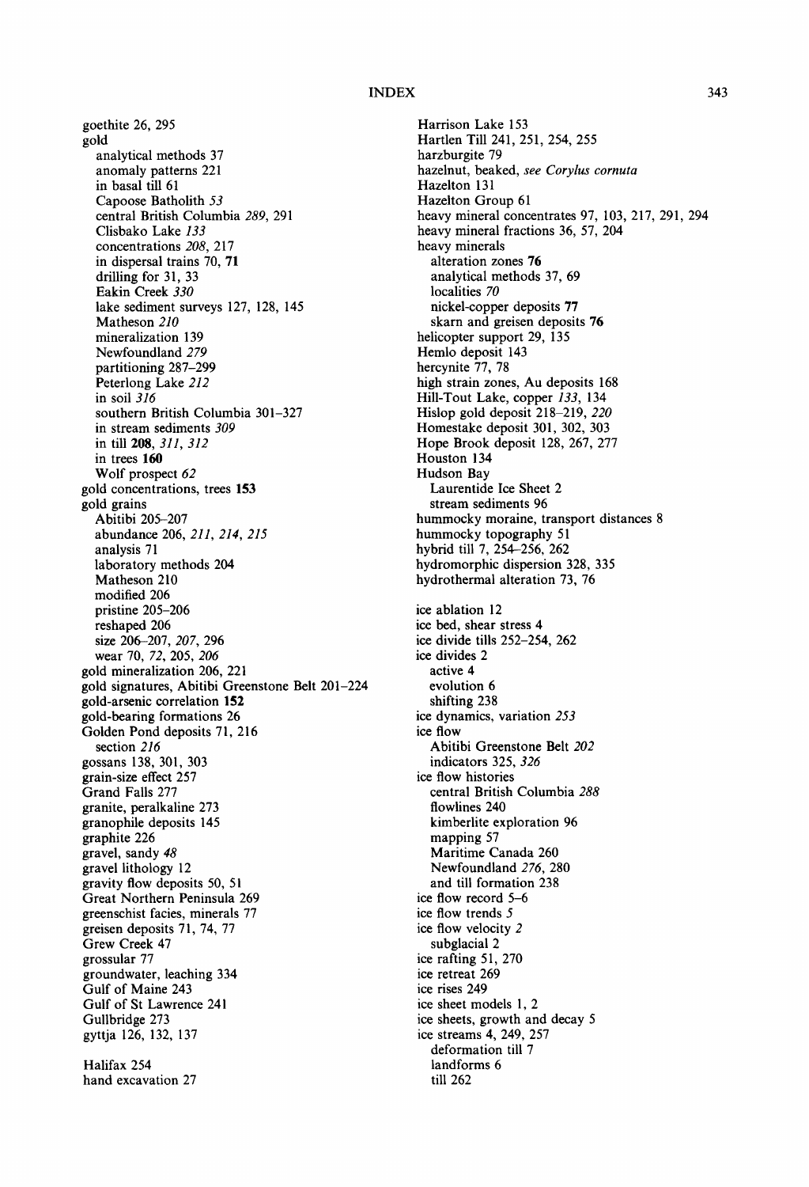goethite 26, 295
gold
  analytical methods 37
  anomaly patterns 221
  in basal till 61
  Capoose Batholith *53*
  central British Columbia *289*, 291
  Clisbako Lake *133*
  concentrations *208*, 217
  in dispersal trains 70, **71**
  drilling for 31, 33
  Eakin Creek *330*
  lake sediment surveys 127, 128, 145
  Matheson *210*
  mineralization 139
  Newfoundland *279*
  partitioning 287–299
  Peterlong Lake *212*
  in soil *316*
  southern British Columbia 301–327
  in stream sediments *309*
  in till **208**, *311*, *312*
  in trees **160**
  Wolf prospect *62*
gold concentrations, trees **153**
gold grains
  Abitibi 205–207
  abundance 206, *211*, *214*, *215*
  analysis 71
  laboratory methods 204
  Matheson 210
  modified 206
  pristine 205–206
  reshaped 206
  size 206–207, *207*, 296
  wear 70, *72*, 205, *206*
gold mineralization 206, 221
gold signatures, Abitibi Greenstone Belt 201–224
gold-arsenic correlation **152**
gold-bearing formations 26
Golden Pond deposits 71, 216
  section *216*
gossans 138, 301, 303
grain-size effect 257
Grand Falls 277
granite, peralkaline 273
granophile deposits 145
graphite 226
gravel, sandy *48*
gravel lithology 12
gravity flow deposits 50, 51
Great Northern Peninsula 269
greenschist facies, minerals 77
greisen deposits 71, 74, 77
Grew Creek 47
grossular 77
groundwater, leaching 334
Gulf of Maine 243
Gulf of St Lawrence 241
Gullbridge 273
gyttja 126, 132, 137

Halifax 254
hand excavation 27
Harrison Lake 153
Hartlen Till 241, 251, 254, 255
harzburgite 79
hazelnut, beaked, *see Corylus cornuta*
Hazelton 131
Hazelton Group 61
heavy mineral concentrates 97, 103, 217, 291, 294
heavy mineral fractions 36, 57, 204
heavy minerals
  alteration zones **76**
  analytical methods 37, 69
  localities *70*
  nickel-copper deposits **77**
  skarn and greisen deposits **76**
helicopter support 29, 135
Hemlo deposit 143
hercynite 77, 78
high strain zones, Au deposits 168
Hill-Tout Lake, copper *133*, 134
Hislop gold deposit 218–219, *220*
Homestake deposit 301, 302, 303
Hope Brook deposit 128, 267, 277
Houston 134
Hudson Bay
  Laurentide Ice Sheet 2
  stream sediments 96
hummocky moraine, transport distances 8
hummocky topography 51
hybrid till 7, 254–256, 262
hydromorphic dispersion 328, 335
hydrothermal alteration 73, 76

ice ablation 12
ice bed, shear stress 4
ice divide tills 252–254, 262
ice divides 2
  active 4
  evolution 6
  shifting 238
ice dynamics, variation *253*
ice flow
  Abitibi Greenstone Belt *202*
  indicators 325, *326*
ice flow histories
  central British Columbia *288*
  flowlines 240
  kimberlite exploration 96
  mapping 57
  Maritime Canada 260
  Newfoundland *276*, *280*
  and till formation 238
ice flow record 5–6
ice flow trends *5*
ice flow velocity *2*
  subglacial 2
ice rafting 51, 270
ice retreat 269
ice rises 249
ice sheet models 1, 2
ice sheets, growth and decay 5
ice streams 4, 249, 257
  deformation till 7
  landforms 6
  till 262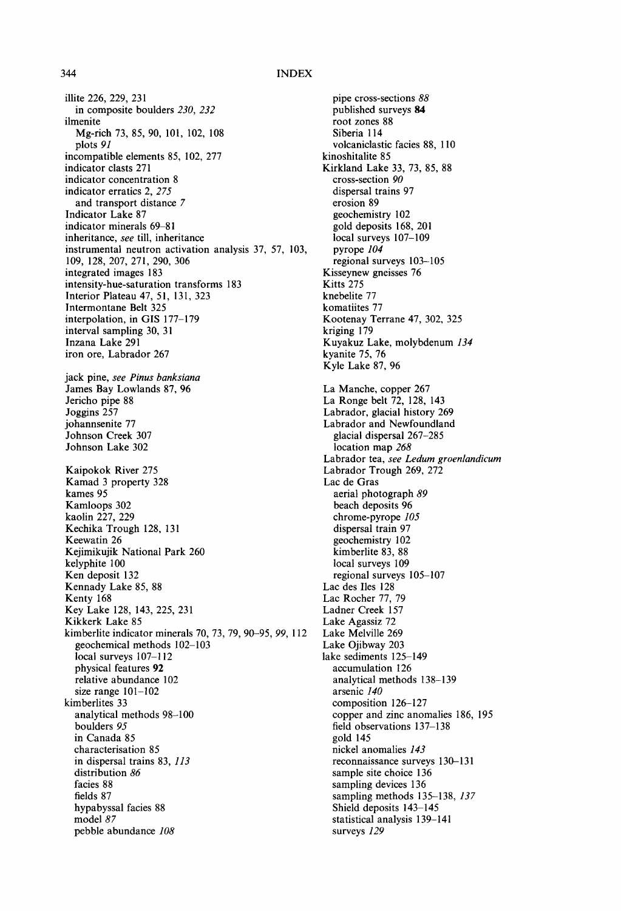# INDEX

illite 226, 229, 231
  in composite boulders *230*, *232*
ilmenite
  Mg-rich 73, 85, 90, 101, 102, 108
  plots *91*
incompatible elements 85, 102, 277
indicator clasts 271
indicator concentration 8
indicator erratics 2, *275*
  and transport distance *7*
Indicator Lake 87
indicator minerals 69–81
inheritance, *see* till, inheritance
instrumental neutron activation analysis 37, 57, 103, 109, 128, 207, 271, 290, 306
integrated images 183
intensity-hue-saturation transforms 183
Interior Plateau 47, 51, 131, 323
Intermontane Belt 325
interpolation, in GIS 177–179
interval sampling 30, 31
Inzana Lake 291
iron ore, Labrador 267

jack pine, *see Pinus banksiana*
James Bay Lowlands 87, 96
Jericho pipe 88
Joggins 257
johannsenite 77
Johnson Creek 307
Johnson Lake 302

Kaipokok River 275
Kamad 3 property 328
kames 95
Kamloops 302
kaolin 227, 229
Kechika Trough 128, 131
Keewatin 26
Kejimikujik National Park 260
kelyphite 100
Ken deposit 132
Kennady Lake 85, 88
Kenty 168
Key Lake 128, 143, 225, 231
Kikkerk Lake 85
kimberlite indicator minerals 70, 73, 79, 90–95, *99*, 112
  geochemical methods 102–103
  local surveys 107–112
  physical features **92**
  relative abundance 102
  size range 101–102
kimberlites 33
  analytical methods 98–100
  boulders *95*
  in Canada 85
  characterisation 85
  in dispersal trains 83, *113*
  distribution *86*
  facies 88
  fields 87
  hypabyssal facies 88
  model *87*
  pebble abundance *108*
  pipe cross-sections *88*
  published surveys **84**
  root zones 88
  Siberia 114
  volcaniclastic facies 88, 110
kinoshitalite 85
Kirkland Lake 33, 73, 85, 88
  cross-section *90*
  dispersal trains 97
  erosion 89
  geochemistry 102
  gold deposits 168, 201
  local surveys 107–109
  pyrope *104*
  regional surveys 103–105
Kisseynew gneisses 76
Kitts 275
knebelite 77
komatiites 77
Kootenay Terrane 47, 302, 325
kriging 179
Kuyakuz Lake, molybdenum *134*
kyanite 75, 76
Kyle Lake 87, 96

La Manche, copper 267
La Ronge belt 72, 128, 143
Labrador, glacial history 269
Labrador and Newfoundland
  glacial dispersal 267–285
  location map *268*
Labrador tea, *see Ledum groenlandicum*
Labrador Trough 269, 272
Lac de Gras
  aerial photograph *89*
  beach deposits 96
  chrome-pyrope *105*
  dispersal train 97
  geochemistry 102
  kimberlite 83, 88
  local surveys 109
  regional surveys 105–107
Lac des Iles 128
Lac Rocher 77, 79
Ladner Creek 157
Lake Agassiz 72
Lake Melville 269
Lake Ojibway 203
lake sediments 125–149
  accumulation 126
  analytical methods 138–139
  arsenic *140*
  composition 126–127
  copper and zinc anomalies 186, 195
  field observations 137–138
  gold 145
  nickel anomalies *143*
  reconnaissance surveys 130–131
  sample site choice 136
  sampling devices 136
  sampling methods 135–138, *137*
  Shield deposits 143–145
  statistical analysis 139–141
  surveys *129*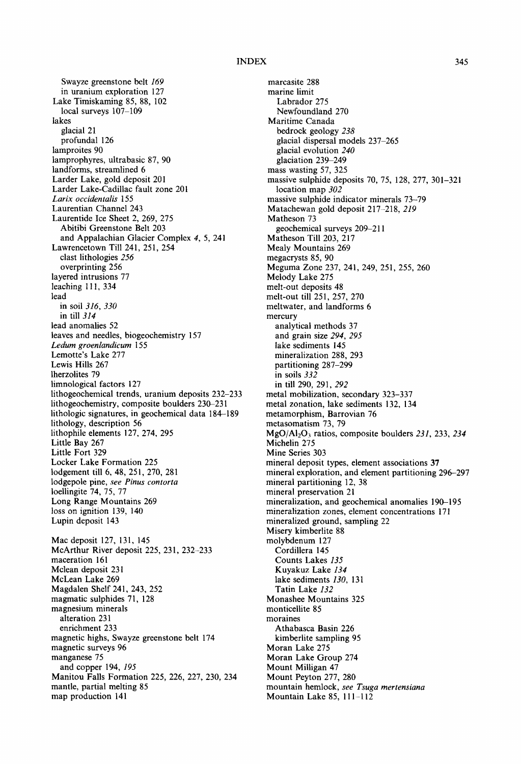Swayze greenstone belt *169*
 in uranium exploration 127
Lake Timiskaming 85, 88, 102
 local surveys 107–109
lakes
 glacial 21
 profundal 126
lamproites 90
lamprophyres, ultrabasic 87, 90
landforms, streamlined 6
Larder Lake, gold deposit 201
Larder Lake-Cadillac fault zone 201
*Larix occidentalis* 155
Laurentian Channel 243
Laurentide Ice Sheet 2, 269, 275
 Abitibi Greenstone Belt 203
 and Appalachian Glacier Complex *4*, 5, 241
Lawrencetown Till 241, 251, 254
 clast lithologies *256*
 overprinting 256
layered intrusions 77
leaching 111, 334
lead
 in soil *316*, *330*
 in till *314*
lead anomalies 52
leaves and needles, biogeochemistry 157
*Ledum groenlandicum* 155
Lemotte's Lake 277
Lewis Hills 267
lherzolites 79
limnological factors 127
lithogeochemical trends, uranium deposits 232–233
lithogeochemistry, composite boulders 230–231
lithologic signatures, in geochemical data 184–189
lithology, description 56
lithophile elements 127, 274, 295
Little Bay 267
Little Fort 329
Locker Lake Formation 225
lodgement till 6, 48, 251, 270, 281
lodgepole pine, *see Pinus contorta*
loellingite 74, 75, 77
Long Range Mountains 269
loss on ignition 139, 140
Lupin deposit 143

Mac deposit 127, 131, 145
McArthur River deposit 225, 231, 232–233
maceration 161
Mclean deposit 231
McLean Lake 269
Magdalen Shelf 241, 243, 252
magmatic sulphides 71, 128
magnesium minerals
 alteration 231
 enrichment 233
magnetic highs, Swayze greenstone belt 174
magnetic surveys 96
manganese 75
 and copper 194, *195*
Manitou Falls Formation 225, 226, 227, 230, 234
mantle, partial melting 85
map production 141
marcasite 288
marine limit
 Labrador 275
 Newfoundland 270
Maritime Canada
 bedrock geology *238*
 glacial dispersal models 237–265
 glacial evolution *240*
 glaciation 239–249
mass wasting 57, 325
massive sulphide deposits 70, 75, 128, 277, 301–321
 location map *302*
massive sulphide indicator minerals 73–79
Matachewan gold deposit 217–218, *219*
Matheson 73
 geochemical surveys 209–211
Matheson Till 203, 217
Mealy Mountains 269
megacrysts 85, 90
Meguma Zone 237, 241, 249, 251, 255, 260
Melody Lake 275
melt-out deposits 48
melt-out till 251, 257, 270
meltwater, and landforms 6
mercury
 analytical methods 37
 and grain size *294*, *295*
 lake sediments 145
 mineralization 288, 293
 partitioning 287–299
 in soils *332*
 in till 290, 291, *292*
metal mobilization, secondary 323–337
metal zonation, lake sediments 132, 134
metamorphism, Barrovian 76
metasomatism 73, 79
$MgO/Al_2O_3$ ratios, composite boulders *231*, 233, *234*
Michelin 275
Mine Series 303
mineral deposit types, element associations **37**
mineral exploration, and element partitioning 296–297
mineral partitioning 12, 38
mineral preservation 21
mineralization, and geochemical anomalies 190–195
mineralization zones, element concentrations 171
mineralized ground, sampling 22
Misery kimberlite 88
molybdenum 127
 Cordillera 145
 Counts Lakes *135*
 Kuyakuz Lake *134*
 lake sediments *130*, 131
 Tatin Lake *132*
Monashee Mountains 325
monticellite 85
moraines
 Athabasca Basin 226
 kimberlite sampling 95
Moran Lake 275
Moran Lake Group 274
Mount Milligan 47
Mount Peyton 277, 280
mountain hemlock, *see Tsuga mertensiana*
Mountain Lake 85, 111–112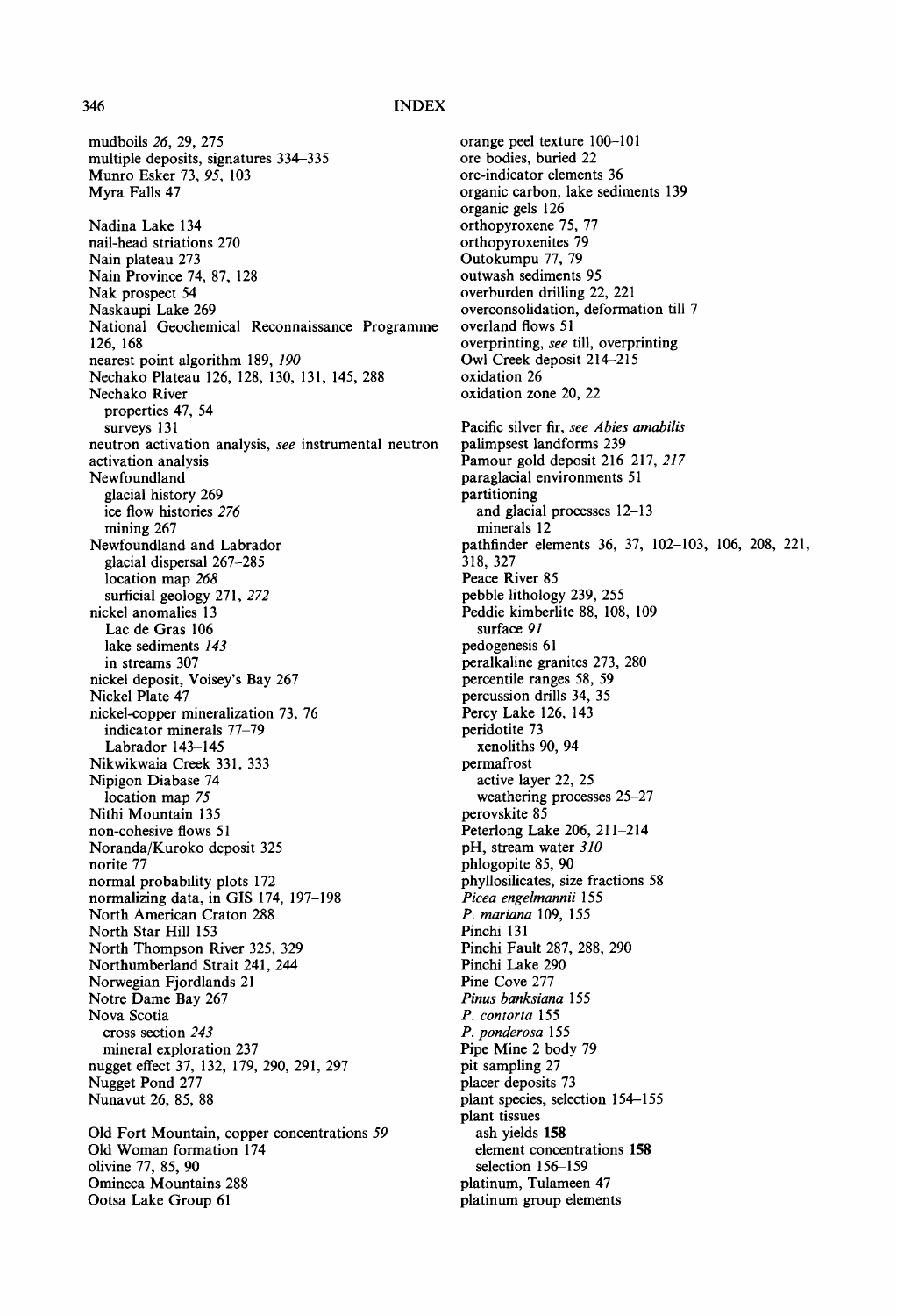mudboils *26*, 29, 275
multiple deposits, signatures 334–335
Munro Esker 73, *95*, 103
Myra Falls 47

Nadina Lake 134
nail-head striations 270
Nain plateau 273
Nain Province 74, 87, 128
Nak prospect 54
Naskaupi Lake 269
National Geochemical Reconnaissance Programme 126, 168
nearest point algorithm 189, *190*
Nechako Plateau 126, 128, 130, 131, 145, 288
Nechako River
  properties 47, 54
  surveys 131
neutron activation analysis, *see* instrumental neutron activation analysis
Newfoundland
  glacial history 269
  ice flow histories *276*
  mining 267
Newfoundland and Labrador
  glacial dispersal 267–285
  location map *268*
  surficial geology 271, *272*
nickel anomalies 13
  Lac de Gras 106
  lake sediments *143*
  in streams 307
nickel deposit, Voisey's Bay 267
Nickel Plate 47
nickel-copper mineralization 73, 76
  indicator minerals 77–79
  Labrador 143–145
Nikwikwaia Creek 331, 333
Nipigon Diabase 74
  location map *75*
Nithi Mountain 135
non-cohesive flows 51
Noranda/Kuroko deposit 325
norite 77
normal probability plots 172
normalizing data, in GIS 174, 197–198
North American Craton 288
North Star Hill 153
North Thompson River 325, 329
Northumberland Strait 241, 244
Norwegian Fjordlands 21
Notre Dame Bay 267
Nova Scotia
  cross section *243*
  mineral exploration 237
nugget effect 37, 132, 179, 290, 291, 297
Nugget Pond 277
Nunavut 26, 85, 88

Old Fort Mountain, copper concentrations *59*
Old Woman formation 174
olivine 77, 85, 90
Omineca Mountains 288
Ootsa Lake Group 61
orange peel texture 100–101
ore bodies, buried 22
ore-indicator elements 36
organic carbon, lake sediments 139
organic gels 126
orthopyroxene 75, 77
orthopyroxenites 79
Outokumpu 77, 79
outwash sediments 95
overburden drilling 22, 221
overconsolidation, deformation till 7
overland flows 51
overprinting, *see* till, overprinting
Owl Creek deposit 214–215
oxidation 26
oxidation zone 20, 22

Pacific silver fir, *see Abies amabilis*
palimpsest landforms 239
Pamour gold deposit 216–217, *217*
paraglacial environments 51
partitioning
  and glacial processes 12–13
  minerals 12
pathfinder elements 36, 37, 102–103, 106, 208, 221, 318, 327
Peace River 85
pebble lithology 239, 255
Peddie kimberlite 88, 108, 109
  surface *91*
pedogenesis 61
peralkaline granites 273, 280
percentile ranges 58, 59
percussion drills 34, 35
Percy Lake 126, 143
peridotite 73
  xenoliths 90, 94
permafrost
  active layer 22, 25
  weathering processes 25–27
perovskite 85
Peterlong Lake 206, 211–214
pH, stream water *310*
phlogopite 85, 90
phyllosilicates, size fractions 58
*Picea engelmannii* 155
*P. mariana* 109, 155
Pinchi 131
Pinchi Fault 287, 288, 290
Pinchi Lake 290
Pine Cove 277
*Pinus banksiana* 155
*P. contorta* 155
*P. ponderosa* 155
Pipe Mine 2 body 79
pit sampling 27
placer deposits 73
plant species, selection 154–155
plant tissues
  ash yields **158**
  element concentrations **158**
  selection 156–159
platinum, Tulameen 47
platinum group elements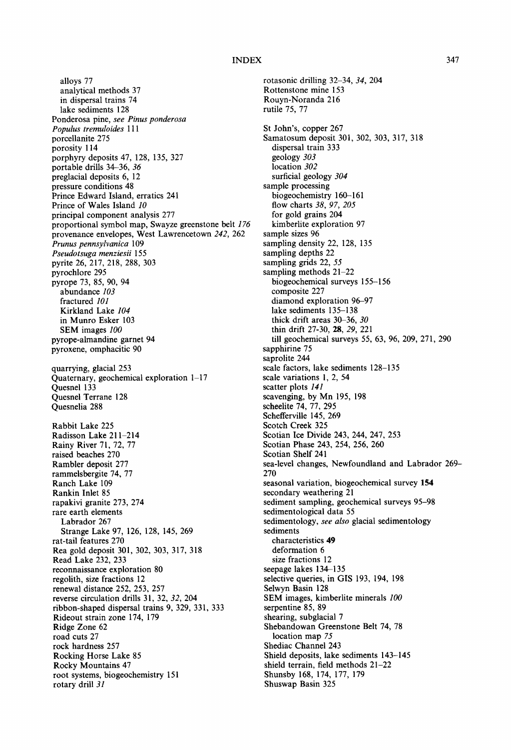alloys 77
  analytical methods 37
  in dispersal trains 74
  lake sediments 128
Ponderosa pine, *see Pinus ponderosa*
*Populus tremuloides* 111
porcellanite 275
porosity 114
porphyry deposits 47, 128, 135, 327
portable drills 34–36, *36*
preglacial deposits 6, 12
pressure conditions 48
Prince Edward Island, erratics 241
Prince of Wales Island *10*
principal component analysis 277
proportional symbol map, Swayze greenstone belt *176*
provenance envelopes, West Lawrencetown *242*, 262
*Prunus pennsylvanica* 109
*Pseudotsuga menziesii* 155
pyrite 26, 217, 218, 288, 303
pyrochlore 295
pyrope 73, 85, 90, 94
  abundance *103*
  fractured *101*
  Kirkland Lake *104*
  in Munro Esker 103
  SEM images *100*
pyrope-almandine garnet 94
pyroxene, omphacitic 90

quarrying, glacial 253
Quaternary, geochemical exploration 1–17
Quesnel 133
Quesnel Terrane 128
Quesnelia 288

Rabbit Lake 225
Radisson Lake 211–214
Rainy River 71, 72, 77
raised beaches 270
Rambler deposit 277
rammelsbergite 74, 77
Ranch Lake 109
Rankin Inlet 85
rapakivi granite 273, 274
rare earth elements
  Labrador 267
  Strange Lake 97, 126, 128, 145, 269
rat-tail features 270
Rea gold deposit 301, 302, 303, 317, 318
Read Lake 232, 233
reconnaissance exploration 80
regolith, size fractions 12
renewal distance 252, 253, 257
reverse circulation drills 31, 32, *32*, 204
ribbon-shaped dispersal trains 9, 329, 331, 333
Rideout strain zone 174, 179
Ridge Zone 62
road cuts 27
rock hardness 257
Rocking Horse Lake 85
Rocky Mountains 47
root systems, biogeochemistry 151
rotary drill *31*
rotasonic drilling 32–34, *34*, 204
Rottenstone mine 153
Rouyn-Noranda 216
rutile 75, 77

St John's, copper 267
Samatosum deposit 301, 302, 303, 317, 318
  dispersal train 333
  geology *303*
  location *302*
  surficial geology *304*
sample processing
  biogeochemistry 160–161
  flow charts *38*, *97*, *205*
  for gold grains 204
  kimberlite exploration 97
sample sizes 96
sampling density 22, 128, 135
sampling depths 22
sampling grids 22, *55*
sampling methods 21–22
  biogeochemical surveys 155–156
  composite 227
  diamond exploration 96–97
  lake sediments 135–138
  thick drift areas 30–36, *30*
  thin drift 27-30, **28**, *29*, 221
  till geochemical surveys 55, 63, 96, 209, 271, 290
sapphirine 75
saprolite 244
scale factors, lake sediments 128–135
scale variations 1, 2, 54
scatter plots *141*
scavenging, by Mn 195, 198
scheelite 74, 77, 295
Schefferville 145, 269
Scotch Creek 325
Scotian Ice Divide 243, 244, 247, 253
Scotian Phase 243, 254, 256, 260
Scotian Shelf 241
sea-level changes, Newfoundland and Labrador 269–270
seasonal variation, biogeochemical survey **154**
secondary weathering 21
sediment sampling, geochemical surveys 95–98
sedimentological data 55
sedimentology, *see also* glacial sedimentology
sediments
  characteristics **49**
  deformation 6
  size fractions 12
seepage lakes 134–135
selective queries, in GIS 193, 194, 198
Selwyn Basin 128
SEM images, kimberlite minerals *100*
serpentine 85, 89
shearing, subglacial 7
Shebandowan Greenstone Belt 74, 78
  location map *75*
Shediac Channel 243
Shield deposits, lake sediments 143–145
shield terrain, field methods 21–22
Shunsby 168, 174, 177, 179
Shuswap Basin 325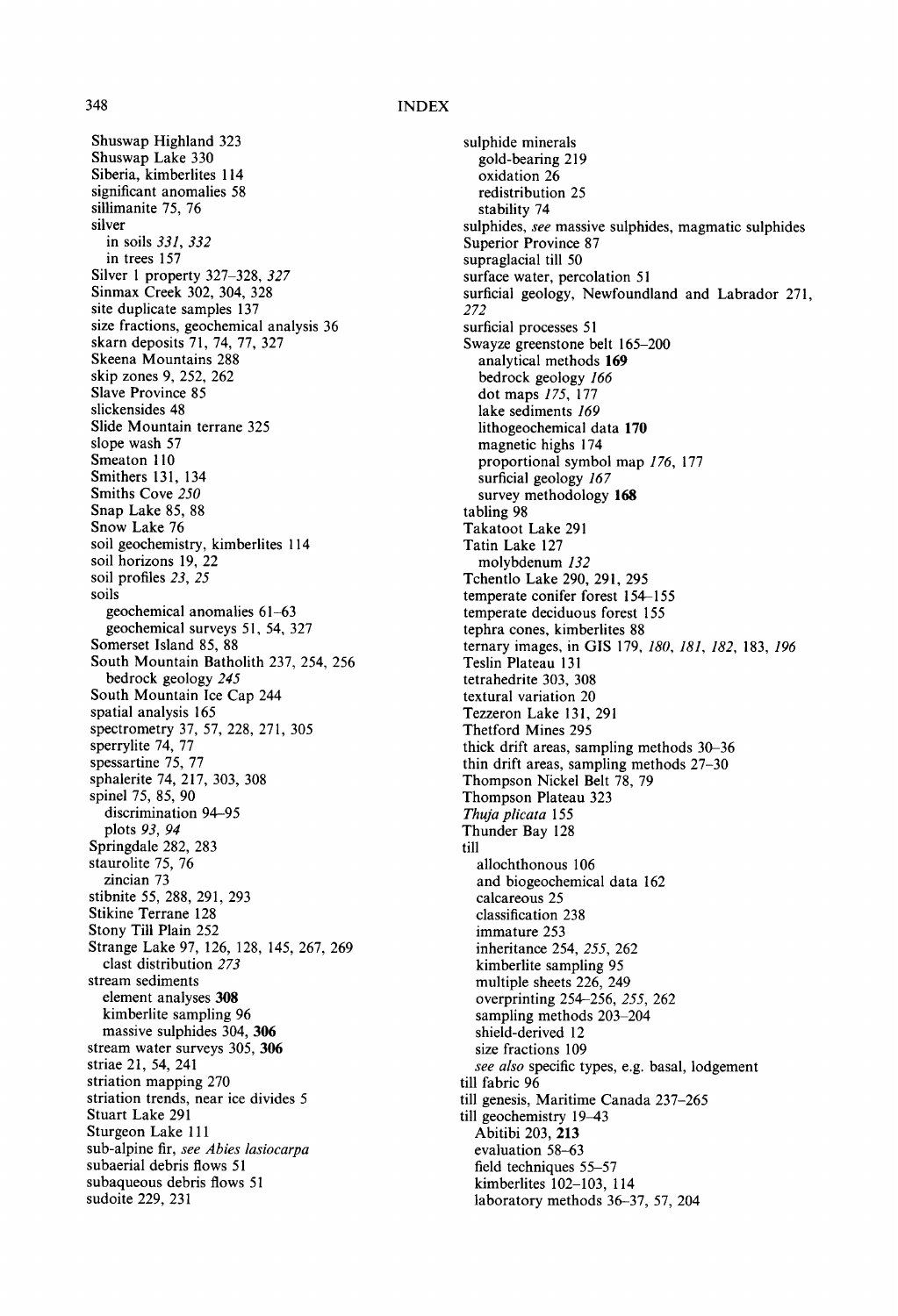# INDEX

Shuswap Highland 323
Shuswap Lake 330
Siberia, kimberlites 114
significant anomalies 58
sillimanite 75, 76
silver
  in soils *331*, *332*
  in trees 157
Silver 1 property 327–328, *327*
Sinmax Creek 302, 304, 328
site duplicate samples 137
size fractions, geochemical analysis 36
skarn deposits 71, 74, 77, 327
Skeena Mountains 288
skip zones 9, 252, 262
Slave Province 85
slickensides 48
Slide Mountain terrane 325
slope wash 57
Smeaton 110
Smithers 131, 134
Smiths Cove *250*
Snap Lake 85, 88
Snow Lake 76
soil geochemistry, kimberlites 114
soil horizons 19, 22
soil profiles *23*, *25*
soils
  geochemical anomalies 61–63
  geochemical surveys 51, 54, 327
Somerset Island 85, 88
South Mountain Batholith 237, 254, 256
  bedrock geology *245*
South Mountain Ice Cap 244
spatial analysis 165
spectrometry 37, 57, 228, 271, 305
sperrylite 74, 77
spessartine 75, 77
sphalerite 74, 217, 303, 308
spinel 75, 85, 90
  discrimination 94–95
  plots *93*, *94*
Springdale 282, 283
staurolite 75, 76
  zincian 73
stibnite 55, 288, 291, 293
Stikine Terrane 128
Stony Till Plain 252
Strange Lake 97, 126, 128, 145, 267, 269
  clast distribution *273*
stream sediments
  element analyses **308**
  kimberlite sampling 96
  massive sulphides 304, **306**
stream water surveys 305, **306**
striae 21, 54, 241
striation mapping 270
striation trends, near ice divides 5
Stuart Lake 291
Sturgeon Lake 111
sub-alpine fir, *see Abies lasiocarpa*
subaerial debris flows 51
subaqueous debris flows 51
sudoite 229, 231

sulphide minerals
  gold-bearing 219
  oxidation 26
  redistribution 25
  stability 74
sulphides, *see* massive sulphides, magmatic sulphides
Superior Province 87
supraglacial till 50
surface water, percolation 51
surficial geology, Newfoundland and Labrador 271, *272*
surficial processes 51
Swayze greenstone belt 165–200
  analytical methods **169**
  bedrock geology *166*
  dot maps *175*, 177
  lake sediments *169*
  lithogeochemical data **170**
  magnetic highs 174
  proportional symbol map *176*, 177
  surficial geology *167*
  survey methodology **168**
tabling 98
Takatoot Lake 291
Tatin Lake 127
  molybdenum *132*
Tchentlo Lake 290, 291, 295
temperate conifer forest 154–155
temperate deciduous forest 155
tephra cones, kimberlites 88
ternary images, in GIS 179, *180*, *181*, *182*, 183, *196*
Teslin Plateau 131
tetrahedrite 303, 308
textural variation 20
Tezzeron Lake 131, 291
Thetford Mines 295
thick drift areas, sampling methods 30–36
thin drift areas, sampling methods 27–30
Thompson Nickel Belt 78, 79
Thompson Plateau 323
*Thuja plicata* 155
Thunder Bay 128
till
  allochthonous 106
  and biogeochemical data 162
  calcareous 25
  classification 238
  immature 253
  inheritance 254, *255*, 262
  kimberlite sampling 95
  multiple sheets 226, 249
  overprinting 254–256, *255*, 262
  sampling methods 203–204
  shield-derived 12
  size fractions 109
  *see also* specific types, e.g. basal, lodgement
till fabric 96
till genesis, Maritime Canada 237–265
till geochemistry 19–43
  Abitibi 203, **213**
  evaluation 58–63
  field techniques 55–57
  kimberlites 102–103, 114
  laboratory methods 36–37, 57, 204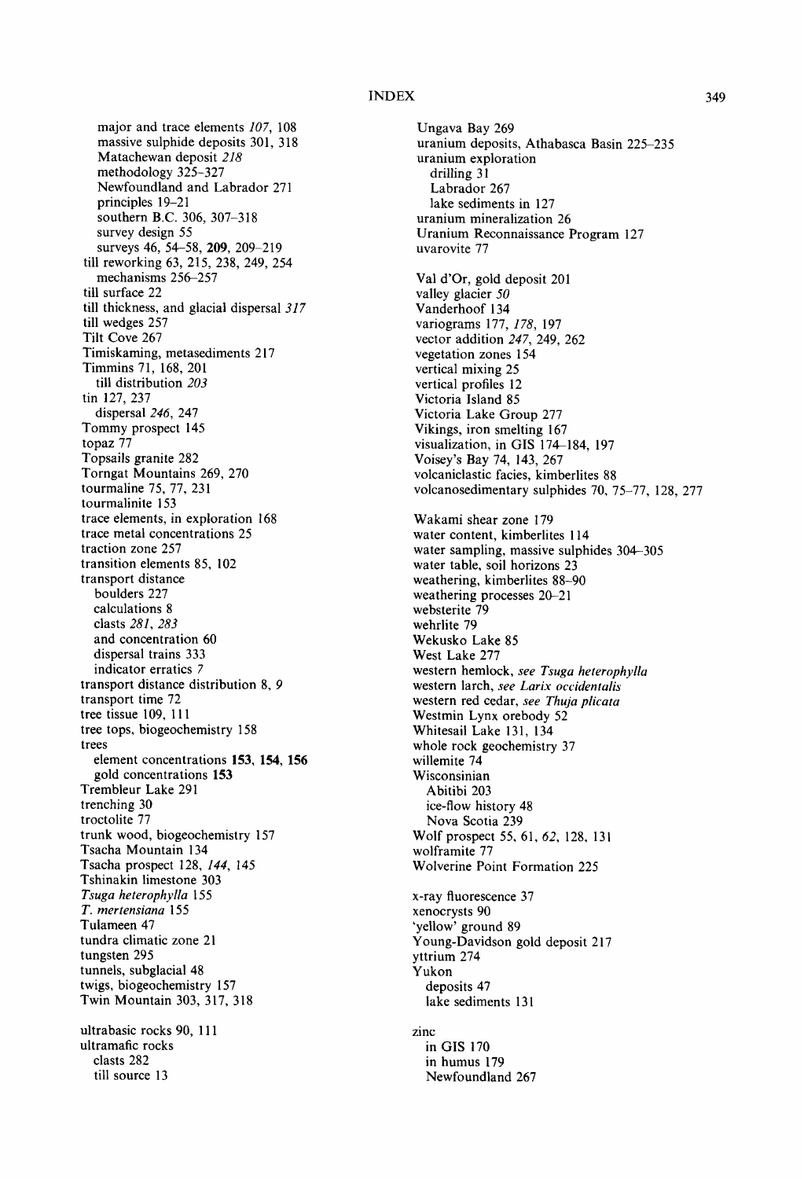major and trace elements *107*, 108
massive sulphide deposits 301, 318
Matachewan deposit *218*
methodology 325–327
Newfoundland and Labrador 271
principles 19–21
southern B.C. 306, 307–318
survey design 55
surveys 46, 54–58, **209**, 209–219
till reworking 63, 215, 238, 249, 254
mechanisms 256–257
till surface 22
till thickness, and glacial dispersal *317*
till wedges 257
Tilt Cove 267
Timiskaming, metasediments 217
Timmins 71, 168, 201
till distribution *203*
tin 127, 237
dispersal *246*, 247
Tommy prospect 145
topaz 77
Topsails granite 282
Torngat Mountains 269, 270
tourmaline 75, 77, 231
tourmalinite 153
trace elements, in exploration 168
trace metal concentrations 25
traction zone 257
transition elements 85, 102
transport distance
boulders 227
calculations 8
clasts *281*, *283*
and concentration 60
dispersal trains 333
indicator erratics *7*
transport distance distribution 8, *9*
transport time 72
tree tissue 109, 111
tree tops, biogeochemistry 158
trees
element concentrations **153**, **154**, **156**
gold concentrations **153**
Trembleur Lake 291
trenching 30
troctolite 77
trunk wood, biogeochemistry 157
Tsacha Mountain 134
Tsacha prospect 128, *144*, 145
Tshinakin limestone 303
*Tsuga heterophylla* 155
*T. mertensiana* 155
Tulameen 47
tundra climatic zone 21
tungsten 295
tunnels, subglacial 48
twigs, biogeochemistry 157
Twin Mountain 303, 317, 318

ultrabasic rocks 90, 111
ultramafic rocks
clasts 282
till source 13

Ungava Bay 269
uranium deposits, Athabasca Basin 225–235
uranium exploration
drilling 31
Labrador 267
lake sediments in 127
uranium mineralization 26
Uranium Reconnaissance Program 127
uvarovite 77

Val d'Or, gold deposit 201
valley glacier *50*
Vanderhoof 134
variograms 177, *178*, 197
vector addition *247*, 249, 262
vegetation zones 154
vertical mixing 25
vertical profiles 12
Victoria Island 85
Victoria Lake Group 277
Vikings, iron smelting 167
visualization, in GIS 174–184, 197
Voisey's Bay 74, 143, 267
volcaniclastic facies, kimberlites 88
volcanosedimentary sulphides 70, 75–77, 128, 277

Wakami shear zone 179
water content, kimberlites 114
water sampling, massive sulphides 304–305
water table, soil horizons 23
weathering, kimberlites 88–90
weathering processes 20–21
websterite 79
wehrlite 79
Wekusko Lake 85
West Lake 277
western hemlock, *see Tsuga heterophylla*
western larch, *see Larix occidentalis*
western red cedar, *see Thuja plicata*
Westmin Lynx orebody 52
Whitesail Lake 131, 134
whole rock geochemistry 37
willemite 74
Wisconsinian
Abitibi 203
ice-flow history 48
Nova Scotia 239
Wolf prospect 55, 61, *62*, 128, 131
wolframite 77
Wolverine Point Formation 225

x-ray fluorescence 37
xenocrysts 90
'yellow' ground 89
Young-Davidson gold deposit 217
yttrium 274
Yukon
deposits 47
lake sediments 131

zinc
in GIS 170
in humus 179
Newfoundland 267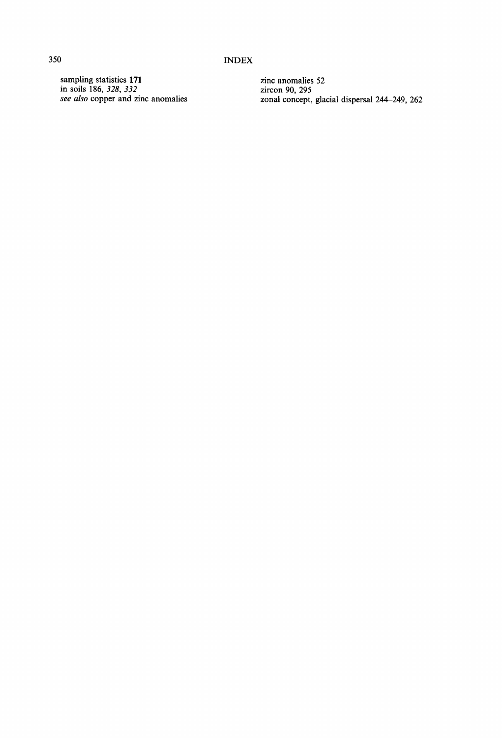sampling statistics **171**
in soils 186, *328*, *332*
*see also* copper and zinc anomalies

zinc anomalies 52
zircon 90, 295
zonal concept, glacial dispersal 244–249, 262